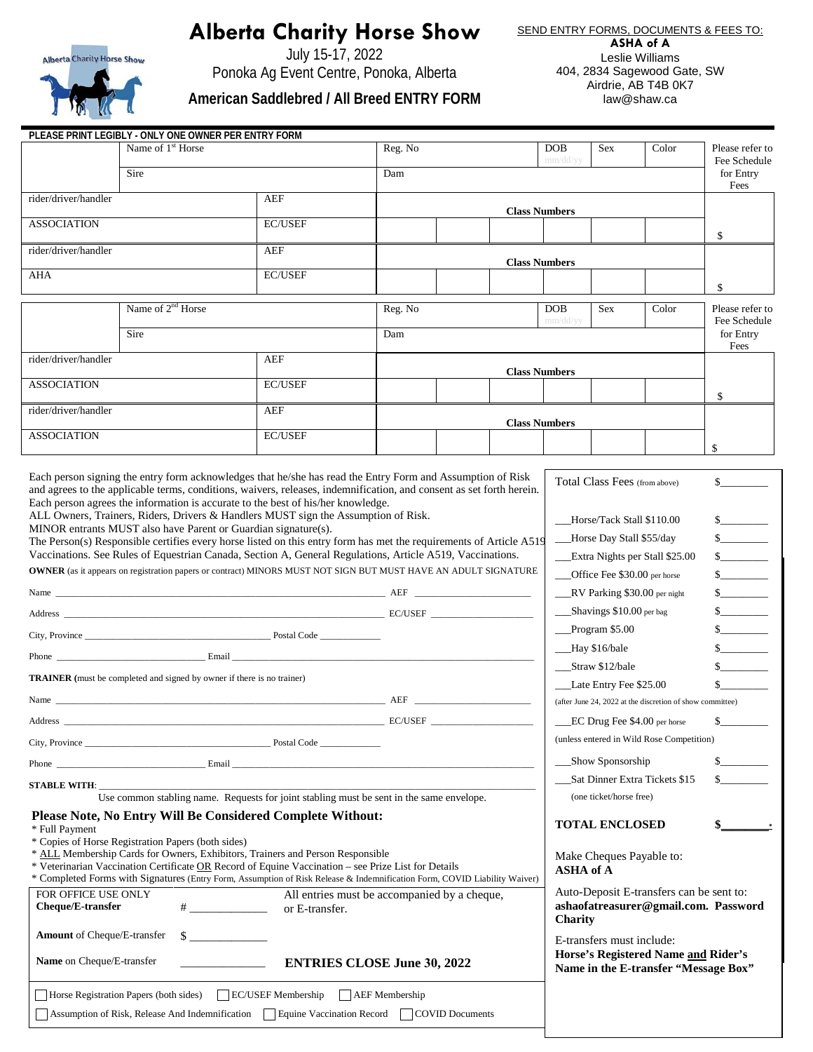# Alberta Charity Horse Show

July 15-17, 2022

Ponoka Ag Event Centre, Ponoka, Alberta

**American Saddlebred / All Breed ENTRY FORM**

SEND ENTRY FORMS, DOCUMENTS & FEES TO:

**ASHA of A**
Leslie Williams
404, 2834 Sagewood Gate, SW
Airdrie, AB T4B 0K7
law@shaw.ca

**PLEASE PRINT LEGIBLY - ONLY ONE OWNER PER ENTRY FORM**

| | Name of 1st Horse | | Reg. No | | | DOB mm/dd/yy | Sex | Color | Please refer to Fee Schedule for Entry Fees |
|---|---|---|---|---|---|---|---|---|---|
| | Sire | | Dam | | | | | | |
| rider/driver/handler | | AEF | Class Numbers | | | | | | |
| ASSOCIATION | | EC/USEF | | | | | | | $ |
| rider/driver/handler | | AEF | Class Numbers | | | | | | |
| AHA | | EC/USEF | | | | | | | $ |

| | Name of 2nd Horse | | Reg. No | | | DOB mm/dd/yy | Sex | Color | Please refer to Fee Schedule for Entry Fees |
|---|---|---|---|---|---|---|---|---|---|
| | Sire | | Dam | | | | | | |
| rider/driver/handler | | AEF | Class Numbers | | | | | | |
| ASSOCIATION | | EC/USEF | | | | | | | $ |
| rider/driver/handler | | AEF | Class Numbers | | | | | | |
| ASSOCIATION | | EC/USEF | | | | | | | $ |

Each person signing the entry form acknowledges that he/she has read the Entry Form and Assumption of Risk and agrees to the applicable terms, conditions, waivers, releases, indemnification, and consent as set forth herein. Each person agrees the information is accurate to the best of his/her knowledge.
ALL Owners, Trainers, Riders, Drivers & Handlers MUST sign the Assumption of Risk.
MINOR entrants MUST also have Parent or Guardian signature(s).
The Person(s) Responsible certifies every horse listed on this entry form has met the requirements of Article A519 Vaccinations. See Rules of Equestrian Canada, Section A, General Regulations, Article A519, Vaccinations.

**OWNER** (as it appears on registration papers or contract) MINORS MUST NOT SIGN BUT MUST HAVE AN ADULT SIGNATURE

Name ______________________ AEF ____________

Address ______________________ EC/USEF ____________

City, Province ______________ Postal Code ________

Phone ______________ Email ______________________

**TRAINER** (must be completed and signed by owner if there is no trainer)

Name ______________________ AEF ____________

Address ______________________ EC/USEF ____________

City, Province ______________ Postal Code ________

Phone ______________ Email ______________________

**STABLE WITH**: ______________________________________

Use common stabling name. Requests for joint stabling must be sent in the same envelope.

**Please Note, No Entry Will Be Considered Complete Without:**

* Full Payment
* Copies of Horse Registration Papers (both sides)
* ALL Membership Cards for Owners, Exhibitors, Trainers and Person Responsible
* Veterinarian Vaccination Certificate OR Record of Equine Vaccination – see Prize List for Details
* Completed Forms with Signatures (Entry Form, Assumption of Risk Release & Indemnification Form, COVID Liability Waiver)

| | |
|---|---|
| Total Class Fees (from above) | $________ |
| ___Horse/Tack Stall $110.00 | $________ |
| ___Horse Day Stall $55/day | $________ |
| ___Extra Nights per Stall $25.00 | $________ |
| ___Office Fee $30.00 per horse | $________ |
| ___RV Parking $30.00 per night | $________ |
| ___Shavings $10.00 per bag | $________ |
| ___Program $5.00 | $________ |
| ___Hay $16/bale | $________ |
| ___Straw $12/bale | $________ |
| ___Late Entry Fee $25.00 (after June 24, 2022 at the discretion of show committee) | $________ |
| ___EC Drug Fee $4.00 per horse (unless entered in Wild Rose Competition) | $________ |
| ___Show Sponsorship | $________ |
| ___Sat Dinner Extra Tickets $15 (one ticket/horse free) | $________ |
| **TOTAL ENCLOSED** | **$________*** |

Make Cheques Payable to:
**ASHA of A**

Auto-Deposit E-transfers can be sent to:
**ashaofatreasurer@gmail.com. Password Charity**

E-transfers must include:
**Horse's Registered Name and Rider's Name in the E-transfer "Message Box"**

FOR OFFICE USE ONLY

**Cheque/E-transfer** # ____________

All entries must be accompanied by a cheque, or E-transfer.

**Amount** of Cheque/E-transfer $ ____________

**Name** on Cheque/E-transfer ____________

**ENTRIES CLOSE June 30, 2022**

☐ Horse Registration Papers (both sides) ☐ EC/USEF Membership ☐ AEF Membership

☐ Assumption of Risk, Release And Indemnification ☐ Equine Vaccination Record ☐ COVID Documents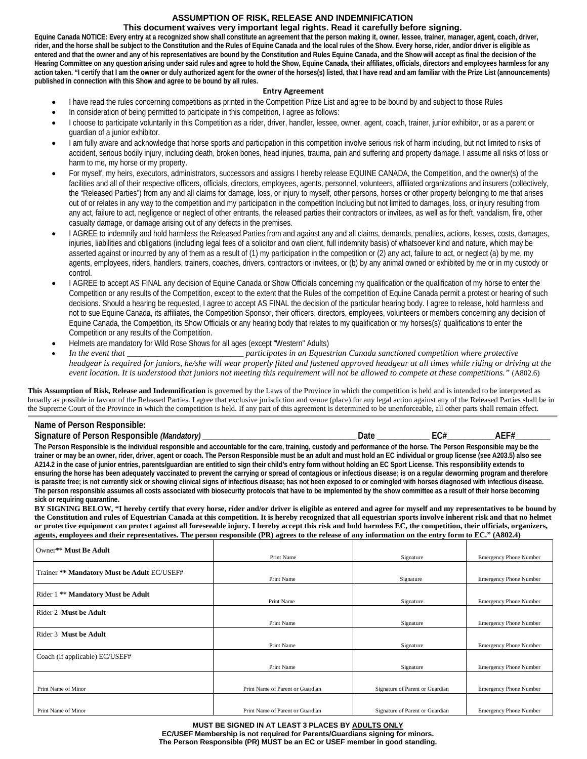# ASSUMPTION OF RISK, RELEASE AND INDEMNIFICATION

**This document waives very important legal rights. Read it carefully before signing.**

**Equine Canada NOTICE: Every entry at a recognized show shall constitute an agreement that the person making it, owner, lessee, trainer, manager, agent, coach, driver, rider, and the horse shall be subject to the Constitution and the Rules of Equine Canada and the local rules of the Show. Every horse, rider, and/or driver is eligible as entered and that the owner and any of his representatives are bound by the Constitution and Rules Equine Canada, and the Show will accept as final the decision of the Hearing Committee on any question arising under said rules and agree to hold the Show, Equine Canada, their affiliates, officials, directors and employees harmless for any action taken. "I certify that I am the owner or duly authorized agent for the owner of the horses(s) listed, that I have read and am familiar with the Prize List (announcements) published in connection with this Show and agree to be bound by all rules.**

## Entry Agreement

- I have read the rules concerning competitions as printed in the Competition Prize List and agree to be bound by and subject to those Rules
- In consideration of being permitted to participate in this competition, I agree as follows:
- I choose to participate voluntarily in this Competition as a rider, driver, handler, lessee, owner, agent, coach, trainer, junior exhibitor, or as a parent or guardian of a junior exhibitor.
- I am fully aware and acknowledge that horse sports and participation in this competition involve serious risk of harm including, but not limited to risks of accident, serious bodily injury, including death, broken bones, head injuries, trauma, pain and suffering and property damage. I assume all risks of loss or harm to me, my horse or my property.
- For myself, my heirs, executors, administrators, successors and assigns I hereby release EQUINE CANADA, the Competition, and the owner(s) of the facilities and all of their respective officers, officials, directors, employees, agents, personnel, volunteers, affiliated organizations and insurers (collectively, the "Released Parties") from any and all claims for damage, loss, or injury to myself, other persons, horses or other property belonging to me that arises out of or relates in any way to the competition and my participation in the competition Including but not limited to damages, loss, or injury resulting from any act, failure to act, negligence or neglect of other entrants, the released parties their contractors or invitees, as well as for theft, vandalism, fire, other casualty damage, or damage arising out of any defects in the premises.
- I AGREE to indemnify and hold harmless the Released Parties from and against any and all claims, demands, penalties, actions, losses, costs, damages, injuries, liabilities and obligations (including legal fees of a solicitor and own client, full indemnity basis) of whatsoever kind and nature, which may be asserted against or incurred by any of them as a result of (1) my participation in the competition or (2) any act, failure to act, or neglect (a) by me, my agents, employees, riders, handlers, trainers, coaches, drivers, contractors or invitees, or (b) by any animal owned or exhibited by me or in my custody or control.
- I AGREE to accept AS FINAL any decision of Equine Canada or Show Officials concerning my qualification or the qualification of my horse to enter the Competition or any results of the Competition, except to the extent that the Rules of the competition of Equine Canada permit a protest or hearing of such decisions. Should a hearing be requested, I agree to accept AS FINAL the decision of the particular hearing body. I agree to release, hold harmless and not to sue Equine Canada, its affiliates, the Competition Sponsor, their officers, directors, employees, volunteers or members concerning any decision of Equine Canada, the Competition, its Show Officials or any hearing body that relates to my qualification or my horses(s)' qualifications to enter the Competition or any results of the Competition.
- Helmets are mandatory for Wild Rose Shows for all ages (except "Western" Adults)
- *In the event that ___________________________ participates in an Equestrian Canada sanctioned competition where protective headgear is required for juniors, he/she will wear properly fitted and fastened approved headgear at all times while riding or driving at the event location. It is understood that juniors not meeting this requirement will not be allowed to compete at these competitions."* (A802.6)

**This Assumption of Risk, Release and Indemnification** is governed by the Laws of the Province in which the competition is held and is intended to be interpreted as broadly as possible in favour of the Released Parties. I agree that exclusive jurisdiction and venue (place) for any legal action against any of the Released Parties shall be in the Supreme Court of the Province in which the competition is held. If any part of this agreement is determined to be unenforceable, all other parts shall remain effect.

**Name of Person Responsible:**

**Signature of Person Responsible *(Mandatory)* ___________________________________ Date ____________ EC#___________AEF#________**

**The Person Responsible is the individual responsible and accountable for the care, training, custody and performance of the horse. The Person Responsible may be the trainer or may be an owner, rider, driver, agent or coach. The Person Responsible must be an adult and must hold an EC individual or group license (see A203.5) also see A214.2 in the case of junior entries, parents/guardian are entitled to sign their child's entry form without holding an EC Sport License. This responsibility extends to ensuring the horse has been adequately vaccinated to prevent the carrying or spread of contagious or infectious disease; is on a regular deworming program and therefore is parasite free; is not currently sick or showing clinical signs of infectious disease; has not been exposed to or comingled with horses diagnosed with infectious disease. The person responsible assumes all costs associated with biosecurity protocols that have to be implemented by the show committee as a result of their horse becoming sick or requiring quarantine.**

**BY SIGNING BELOW, "I hereby certify that every horse, rider and/or driver is eligible as entered and agree for myself and my representatives to be bound by the Constitution and rules of Equestrian Canada at this competition. It is hereby recognized that all equestrian sports involve inherent risk and that no helmet or protective equipment can protect against all foreseeable injury. I hereby accept this risk and hold harmless EC, the competition, their officials, organizers, agents, employees and their representatives. The person responsible (PR) agrees to the release of any information on the entry form to EC." (A802.4)**

| | | | |
|---|---|---|---|
| Owner **\*\* Must Be Adult** | Print Name | Signature | Emergency Phone Number |
| Trainer **\*\* Mandatory Must be Adult** EC/USEF# | Print Name | Signature | Emergency Phone Number |
| Rider 1 **\*\* Mandatory Must be Adult** | Print Name | Signature | Emergency Phone Number |
| Rider 2 **Must be Adult** | Print Name | Signature | Emergency Phone Number |
| Rider 3 **Must be Adult** | Print Name | Signature | Emergency Phone Number |
| Coach (if applicable) EC/USEF# | Print Name | Signature | Emergency Phone Number |
| Print Name of Minor | Print Name of Parent or Guardian | Signature of Parent or Guardian | Emergency Phone Number |
| Print Name of Minor | Print Name of Parent or Guardian | Signature of Parent or Guardian | Emergency Phone Number |

**MUST BE SIGNED IN AT LEAST 3 PLACES BY ADULTS ONLY**

**EC/USEF Membership is not required for Parents/Guardians signing for minors.**

**The Person Responsible (PR) MUST be an EC or USEF member in good standing.**